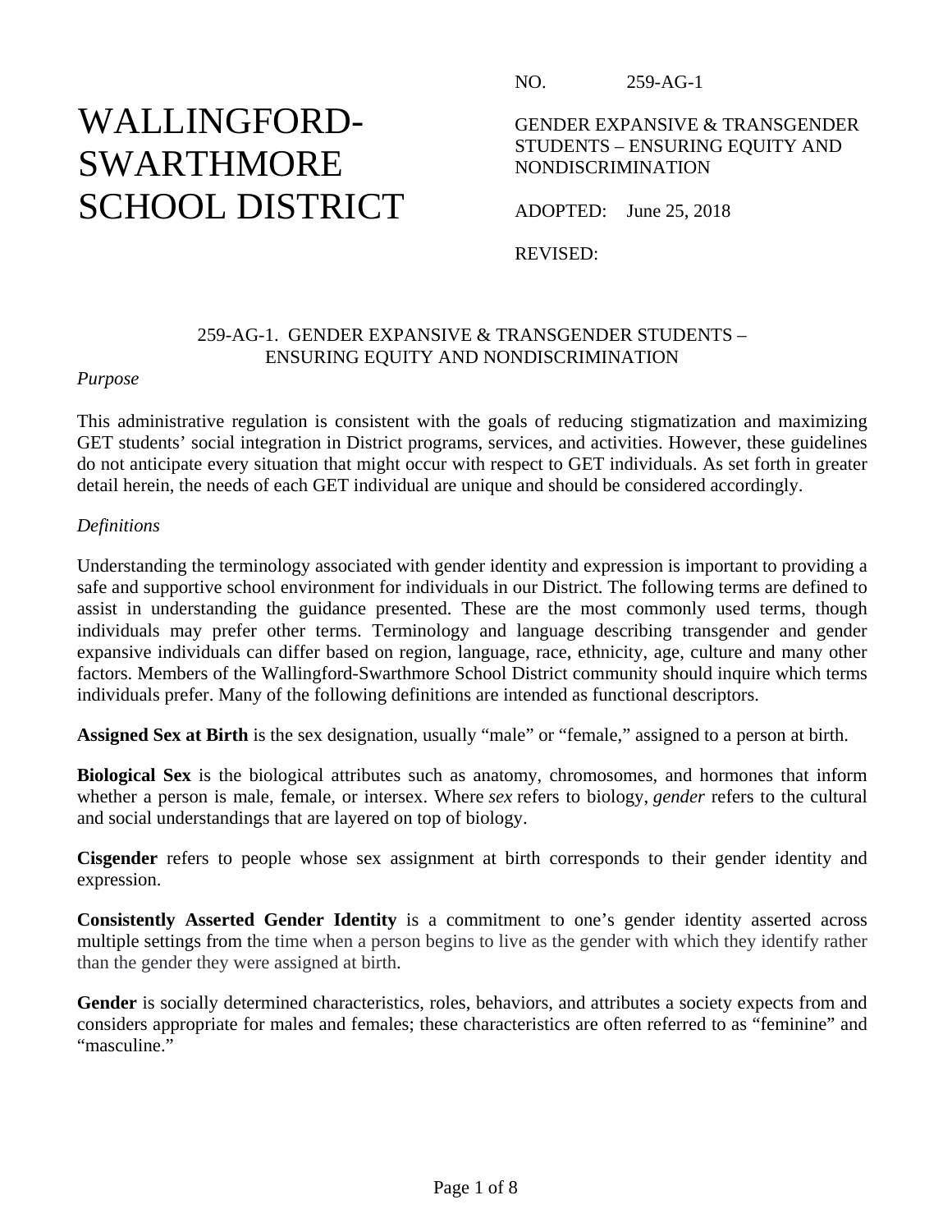# WALLINGFORD-SWARTHMORE SCHOOL DISTRICT

NO. 259-AG-1

GENDER EXPANSIVE & TRANSGENDER STUDENTS – ENSURING EQUITY AND NONDISCRIMINATION

ADOPTED: June 25, 2018

REVISED:

## 259-AG-1. GENDER EXPANSIVE & TRANSGENDER STUDENTS – ENSURING EQUITY AND NONDISCRIMINATION

*Purpose*

This administrative regulation is consistent with the goals of reducing stigmatization and maximizing GET students' social integration in District programs, services, and activities. However, these guidelines do not anticipate every situation that might occur with respect to GET individuals. As set forth in greater detail herein, the needs of each GET individual are unique and should be considered accordingly.

*Definitions*

Understanding the terminology associated with gender identity and expression is important to providing a safe and supportive school environment for individuals in our District. The following terms are defined to assist in understanding the guidance presented. These are the most commonly used terms, though individuals may prefer other terms. Terminology and language describing transgender and gender expansive individuals can differ based on region, language, race, ethnicity, age, culture and many other factors. Members of the Wallingford-Swarthmore School District community should inquire which terms individuals prefer. Many of the following definitions are intended as functional descriptors.

**Assigned Sex at Birth** is the sex designation, usually "male" or "female," assigned to a person at birth.

**Biological Sex** is the biological attributes such as anatomy, chromosomes, and hormones that inform whether a person is male, female, or intersex. Where *sex* refers to biology, *gender* refers to the cultural and social understandings that are layered on top of biology.

**Cisgender** refers to people whose sex assignment at birth corresponds to their gender identity and expression.

**Consistently Asserted Gender Identity** is a commitment to one's gender identity asserted across multiple settings from the time when a person begins to live as the gender with which they identify rather than the gender they were assigned at birth.

**Gender** is socially determined characteristics, roles, behaviors, and attributes a society expects from and considers appropriate for males and females; these characteristics are often referred to as "feminine" and "masculine."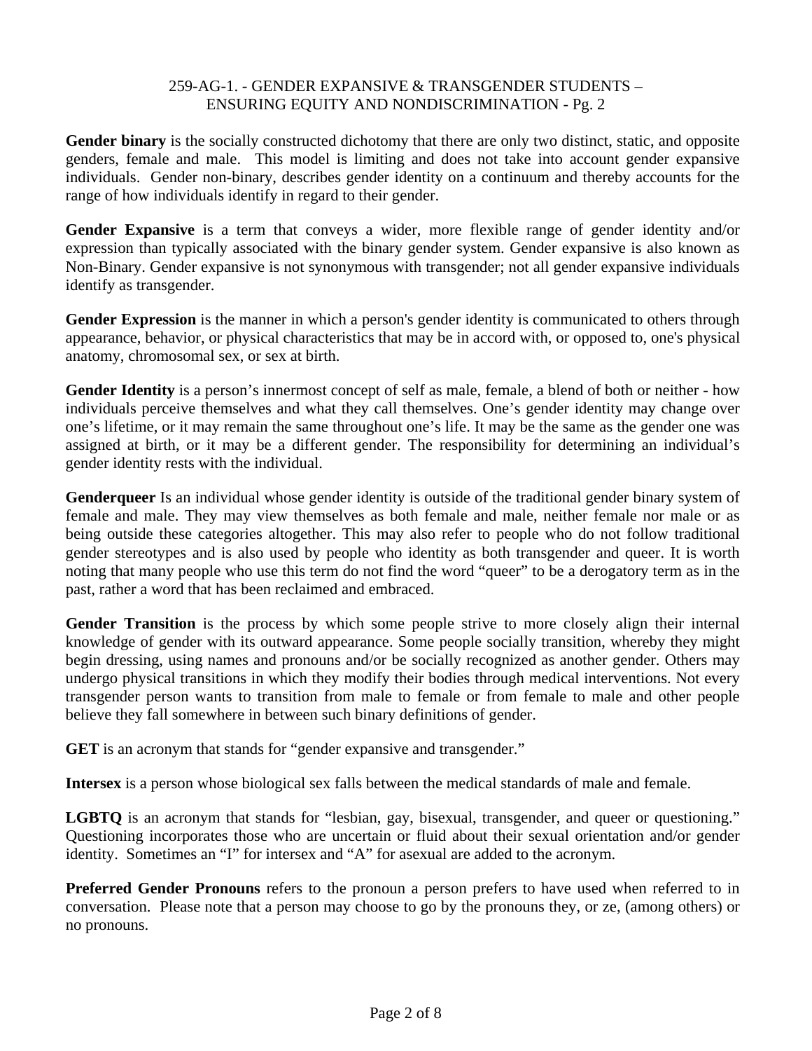**Gender binary** is the socially constructed dichotomy that there are only two distinct, static, and opposite genders, female and male. This model is limiting and does not take into account gender expansive individuals. Gender non-binary, describes gender identity on a continuum and thereby accounts for the range of how individuals identify in regard to their gender.

**Gender Expansive** is a term that conveys a wider, more flexible range of gender identity and/or expression than typically associated with the binary gender system. Gender expansive is also known as Non-Binary. Gender expansive is not synonymous with transgender; not all gender expansive individuals identify as transgender.

**Gender Expression** is the manner in which a person's gender identity is communicated to others through appearance, behavior, or physical characteristics that may be in accord with, or opposed to, one's physical anatomy, chromosomal sex, or sex at birth.

**Gender Identity** is a person's innermost concept of self as male, female, a blend of both or neither - how individuals perceive themselves and what they call themselves. One's gender identity may change over one's lifetime, or it may remain the same throughout one's life. It may be the same as the gender one was assigned at birth, or it may be a different gender. The responsibility for determining an individual's gender identity rests with the individual.

**Genderqueer** Is an individual whose gender identity is outside of the traditional gender binary system of female and male. They may view themselves as both female and male, neither female nor male or as being outside these categories altogether. This may also refer to people who do not follow traditional gender stereotypes and is also used by people who identity as both transgender and queer. It is worth noting that many people who use this term do not find the word "queer" to be a derogatory term as in the past, rather a word that has been reclaimed and embraced.

**Gender Transition** is the process by which some people strive to more closely align their internal knowledge of gender with its outward appearance. Some people socially transition, whereby they might begin dressing, using names and pronouns and/or be socially recognized as another gender. Others may undergo physical transitions in which they modify their bodies through medical interventions. Not every transgender person wants to transition from male to female or from female to male and other people believe they fall somewhere in between such binary definitions of gender.

**GET** is an acronym that stands for "gender expansive and transgender."

**Intersex** is a person whose biological sex falls between the medical standards of male and female.

**LGBTQ** is an acronym that stands for "lesbian, gay, bisexual, transgender, and queer or questioning." Questioning incorporates those who are uncertain or fluid about their sexual orientation and/or gender identity. Sometimes an "I" for intersex and "A" for asexual are added to the acronym.

**Preferred Gender Pronouns** refers to the pronoun a person prefers to have used when referred to in conversation. Please note that a person may choose to go by the pronouns they, or ze, (among others) or no pronouns.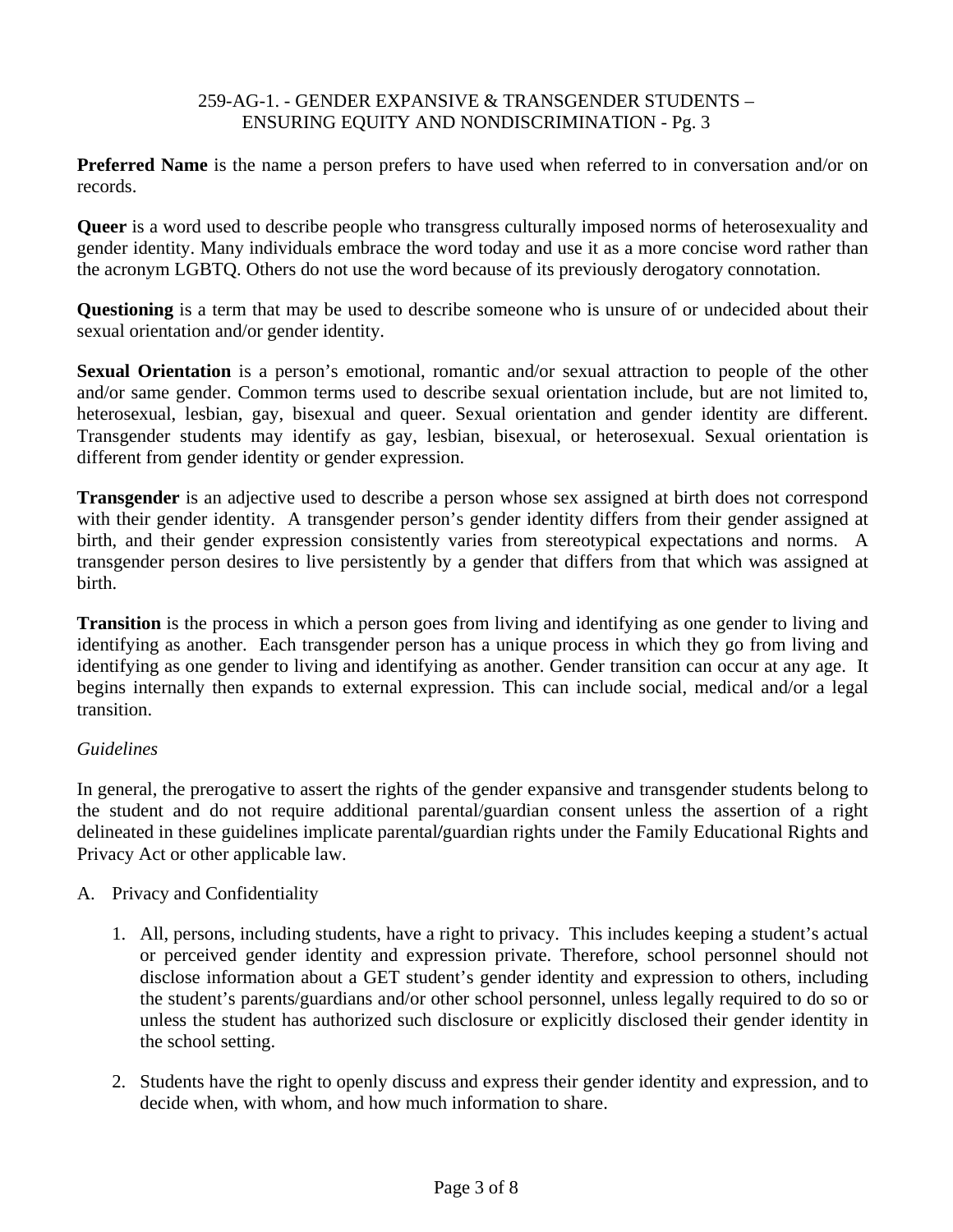**Preferred Name** is the name a person prefers to have used when referred to in conversation and/or on records.

**Queer** is a word used to describe people who transgress culturally imposed norms of heterosexuality and gender identity. Many individuals embrace the word today and use it as a more concise word rather than the acronym LGBTQ. Others do not use the word because of its previously derogatory connotation.

**Questioning** is a term that may be used to describe someone who is unsure of or undecided about their sexual orientation and/or gender identity.

**Sexual Orientation** is a person's emotional, romantic and/or sexual attraction to people of the other and/or same gender. Common terms used to describe sexual orientation include, but are not limited to, heterosexual, lesbian, gay, bisexual and queer. Sexual orientation and gender identity are different. Transgender students may identify as gay, lesbian, bisexual, or heterosexual. Sexual orientation is different from gender identity or gender expression.

**Transgender** is an adjective used to describe a person whose sex assigned at birth does not correspond with their gender identity. A transgender person's gender identity differs from their gender assigned at birth, and their gender expression consistently varies from stereotypical expectations and norms. A transgender person desires to live persistently by a gender that differs from that which was assigned at birth.

**Transition** is the process in which a person goes from living and identifying as one gender to living and identifying as another. Each transgender person has a unique process in which they go from living and identifying as one gender to living and identifying as another. Gender transition can occur at any age. It begins internally then expands to external expression. This can include social, medical and/or a legal transition.

*Guidelines*

In general, the prerogative to assert the rights of the gender expansive and transgender students belong to the student and do not require additional parental/guardian consent unless the assertion of a right delineated in these guidelines implicate parental/guardian rights under the Family Educational Rights and Privacy Act or other applicable law.

A. Privacy and Confidentiality

   1. All, persons, including students, have a right to privacy. This includes keeping a student's actual or perceived gender identity and expression private. Therefore, school personnel should not disclose information about a GET student's gender identity and expression to others, including the student's parents/guardians and/or other school personnel, unless legally required to do so or unless the student has authorized such disclosure or explicitly disclosed their gender identity in the school setting.

   2. Students have the right to openly discuss and express their gender identity and expression, and to decide when, with whom, and how much information to share.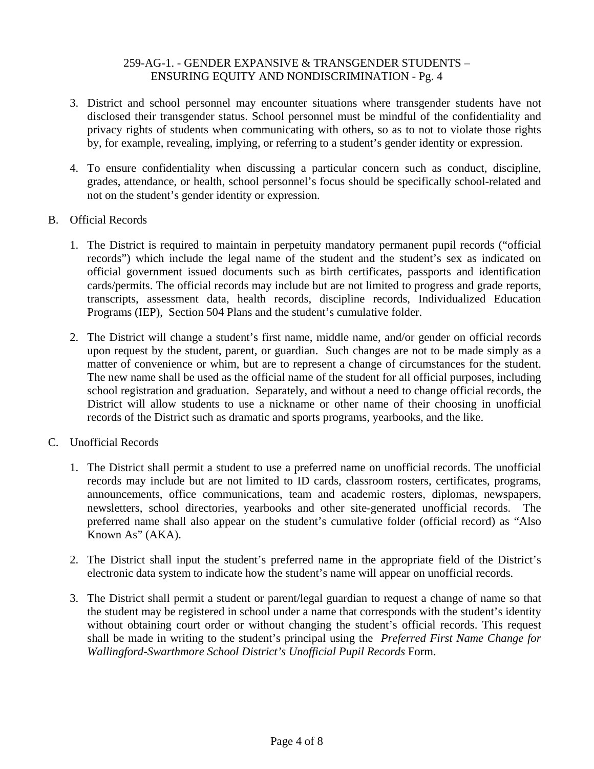3. District and school personnel may encounter situations where transgender students have not disclosed their transgender status. School personnel must be mindful of the confidentiality and privacy rights of students when communicating with others, so as to not to violate those rights by, for example, revealing, implying, or referring to a student's gender identity or expression.

4. To ensure confidentiality when discussing a particular concern such as conduct, discipline, grades, attendance, or health, school personnel's focus should be specifically school-related and not on the student's gender identity or expression.

B. Official Records

1. The District is required to maintain in perpetuity mandatory permanent pupil records ("official records") which include the legal name of the student and the student's sex as indicated on official government issued documents such as birth certificates, passports and identification cards/permits. The official records may include but are not limited to progress and grade reports, transcripts, assessment data, health records, discipline records, Individualized Education Programs (IEP), Section 504 Plans and the student's cumulative folder.

2. The District will change a student's first name, middle name, and/or gender on official records upon request by the student, parent, or guardian. Such changes are not to be made simply as a matter of convenience or whim, but are to represent a change of circumstances for the student. The new name shall be used as the official name of the student for all official purposes, including school registration and graduation. Separately, and without a need to change official records, the District will allow students to use a nickname or other name of their choosing in unofficial records of the District such as dramatic and sports programs, yearbooks, and the like.

C. Unofficial Records

1. The District shall permit a student to use a preferred name on unofficial records. The unofficial records may include but are not limited to ID cards, classroom rosters, certificates, programs, announcements, office communications, team and academic rosters, diplomas, newspapers, newsletters, school directories, yearbooks and other site-generated unofficial records. The preferred name shall also appear on the student's cumulative folder (official record) as "Also Known As" (AKA).

2. The District shall input the student's preferred name in the appropriate field of the District's electronic data system to indicate how the student's name will appear on unofficial records.

3. The District shall permit a student or parent/legal guardian to request a change of name so that the student may be registered in school under a name that corresponds with the student's identity without obtaining court order or without changing the student's official records. This request shall be made in writing to the student's principal using the *Preferred First Name Change for Wallingford-Swarthmore School District's Unofficial Pupil Records* Form.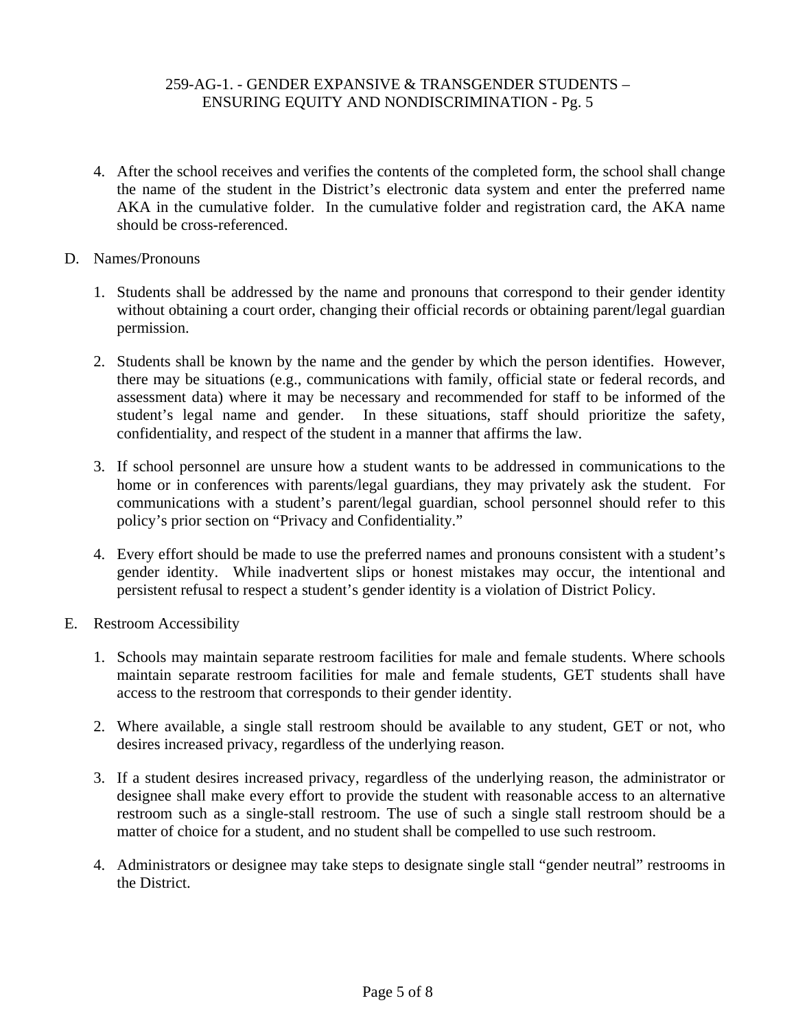4. After the school receives and verifies the contents of the completed form, the school shall change the name of the student in the District's electronic data system and enter the preferred name AKA in the cumulative folder. In the cumulative folder and registration card, the AKA name should be cross-referenced.

D. Names/Pronouns

1. Students shall be addressed by the name and pronouns that correspond to their gender identity without obtaining a court order, changing their official records or obtaining parent/legal guardian permission.

2. Students shall be known by the name and the gender by which the person identifies. However, there may be situations (e.g., communications with family, official state or federal records, and assessment data) where it may be necessary and recommended for staff to be informed of the student's legal name and gender. In these situations, staff should prioritize the safety, confidentiality, and respect of the student in a manner that affirms the law.

3. If school personnel are unsure how a student wants to be addressed in communications to the home or in conferences with parents/legal guardians, they may privately ask the student. For communications with a student's parent/legal guardian, school personnel should refer to this policy's prior section on "Privacy and Confidentiality."

4. Every effort should be made to use the preferred names and pronouns consistent with a student's gender identity. While inadvertent slips or honest mistakes may occur, the intentional and persistent refusal to respect a student's gender identity is a violation of District Policy.

E. Restroom Accessibility

1. Schools may maintain separate restroom facilities for male and female students. Where schools maintain separate restroom facilities for male and female students, GET students shall have access to the restroom that corresponds to their gender identity.

2. Where available, a single stall restroom should be available to any student, GET or not, who desires increased privacy, regardless of the underlying reason.

3. If a student desires increased privacy, regardless of the underlying reason, the administrator or designee shall make every effort to provide the student with reasonable access to an alternative restroom such as a single-stall restroom. The use of such a single stall restroom should be a matter of choice for a student, and no student shall be compelled to use such restroom.

4. Administrators or designee may take steps to designate single stall "gender neutral" restrooms in the District.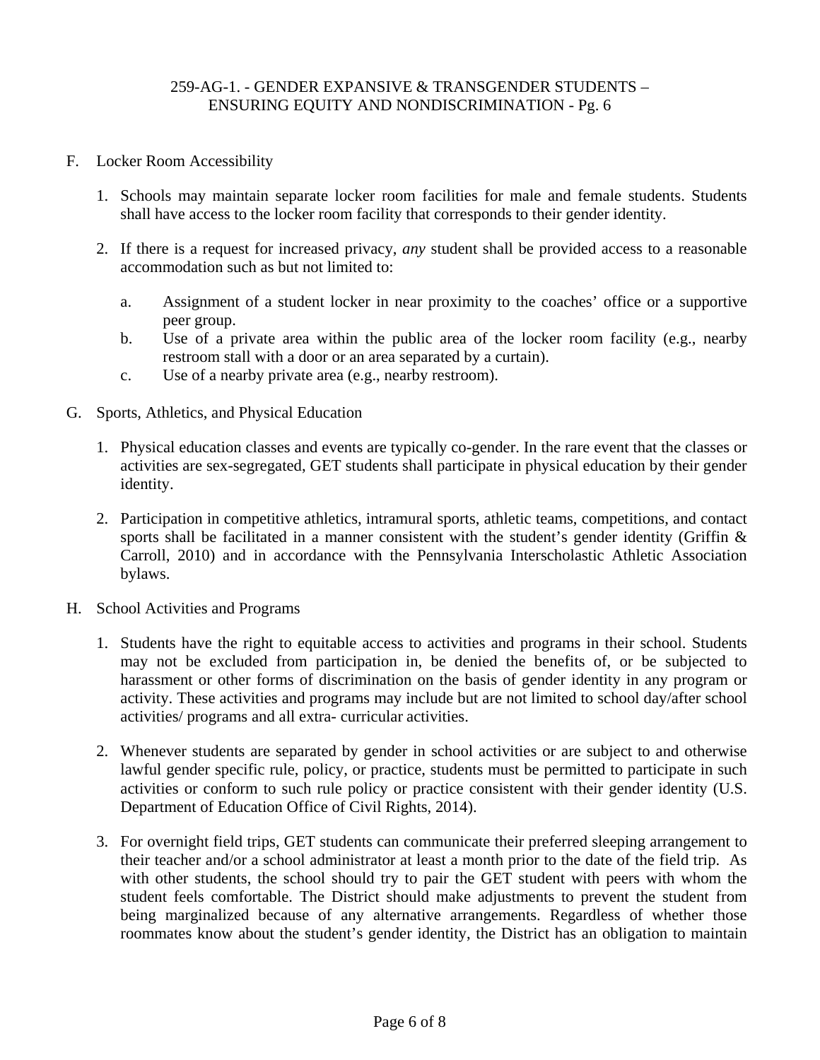F. Locker Room Accessibility

1. Schools may maintain separate locker room facilities for male and female students. Students shall have access to the locker room facility that corresponds to their gender identity.

2. If there is a request for increased privacy, *any* student shall be provided access to a reasonable accommodation such as but not limited to:

   a. Assignment of a student locker in near proximity to the coaches' office or a supportive peer group.
   b. Use of a private area within the public area of the locker room facility (e.g., nearby restroom stall with a door or an area separated by a curtain).
   c. Use of a nearby private area (e.g., nearby restroom).

G. Sports, Athletics, and Physical Education

1. Physical education classes and events are typically co-gender. In the rare event that the classes or activities are sex-segregated, GET students shall participate in physical education by their gender identity.

2. Participation in competitive athletics, intramural sports, athletic teams, competitions, and contact sports shall be facilitated in a manner consistent with the student's gender identity (Griffin & Carroll, 2010) and in accordance with the Pennsylvania Interscholastic Athletic Association bylaws.

H. School Activities and Programs

1. Students have the right to equitable access to activities and programs in their school. Students may not be excluded from participation in, be denied the benefits of, or be subjected to harassment or other forms of discrimination on the basis of gender identity in any program or activity. These activities and programs may include but are not limited to school day/after school activities/ programs and all extra- curricular activities.

2. Whenever students are separated by gender in school activities or are subject to and otherwise lawful gender specific rule, policy, or practice, students must be permitted to participate in such activities or conform to such rule policy or practice consistent with their gender identity (U.S. Department of Education Office of Civil Rights, 2014).

3. For overnight field trips, GET students can communicate their preferred sleeping arrangement to their teacher and/or a school administrator at least a month prior to the date of the field trip. As with other students, the school should try to pair the GET student with peers with whom the student feels comfortable. The District should make adjustments to prevent the student from being marginalized because of any alternative arrangements. Regardless of whether those roommates know about the student's gender identity, the District has an obligation to maintain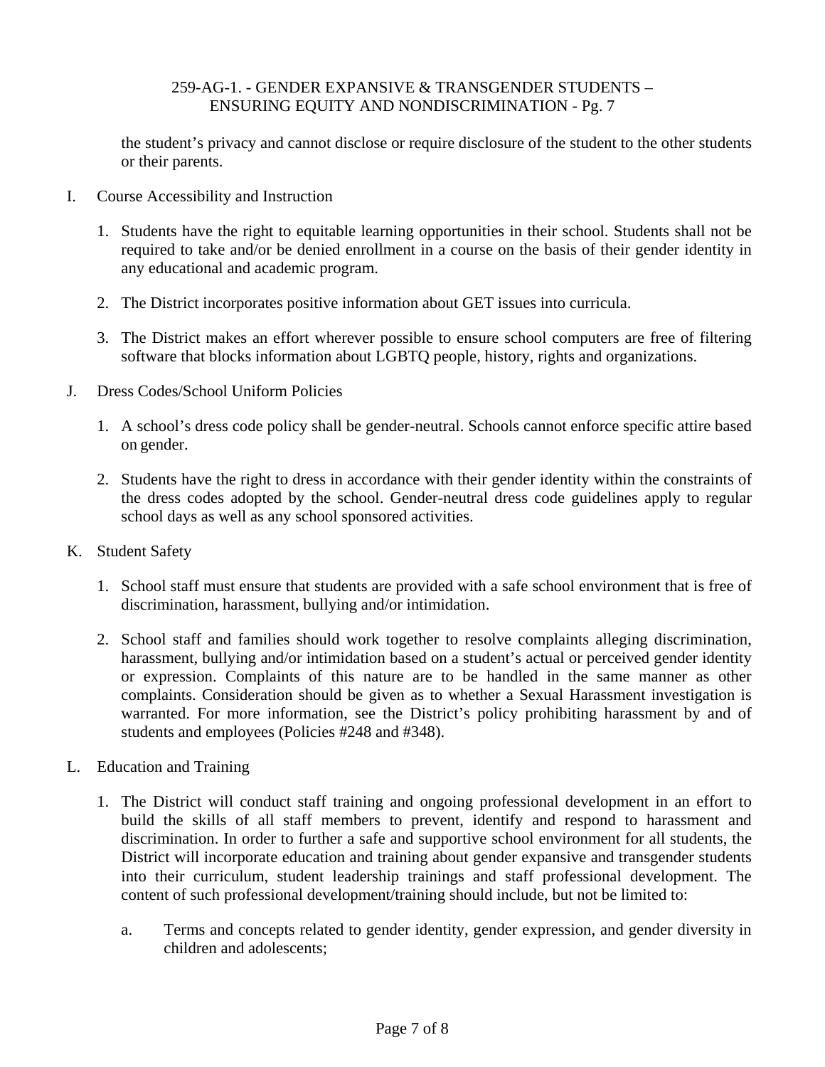the student's privacy and cannot disclose or require disclosure of the student to the other students or their parents.

I. Course Accessibility and Instruction

1. Students have the right to equitable learning opportunities in their school. Students shall not be required to take and/or be denied enrollment in a course on the basis of their gender identity in any educational and academic program.

2. The District incorporates positive information about GET issues into curricula.

3. The District makes an effort wherever possible to ensure school computers are free of filtering software that blocks information about LGBTQ people, history, rights and organizations.

J. Dress Codes/School Uniform Policies

1. A school's dress code policy shall be gender-neutral. Schools cannot enforce specific attire based on gender.

2. Students have the right to dress in accordance with their gender identity within the constraints of the dress codes adopted by the school. Gender-neutral dress code guidelines apply to regular school days as well as any school sponsored activities.

K. Student Safety

1. School staff must ensure that students are provided with a safe school environment that is free of discrimination, harassment, bullying and/or intimidation.

2. School staff and families should work together to resolve complaints alleging discrimination, harassment, bullying and/or intimidation based on a student's actual or perceived gender identity or expression. Complaints of this nature are to be handled in the same manner as other complaints. Consideration should be given as to whether a Sexual Harassment investigation is warranted. For more information, see the District's policy prohibiting harassment by and of students and employees (Policies #248 and #348).

L. Education and Training

1. The District will conduct staff training and ongoing professional development in an effort to build the skills of all staff members to prevent, identify and respond to harassment and discrimination. In order to further a safe and supportive school environment for all students, the District will incorporate education and training about gender expansive and transgender students into their curriculum, student leadership trainings and staff professional development. The content of such professional development/training should include, but not be limited to:

   a. Terms and concepts related to gender identity, gender expression, and gender diversity in children and adolescents;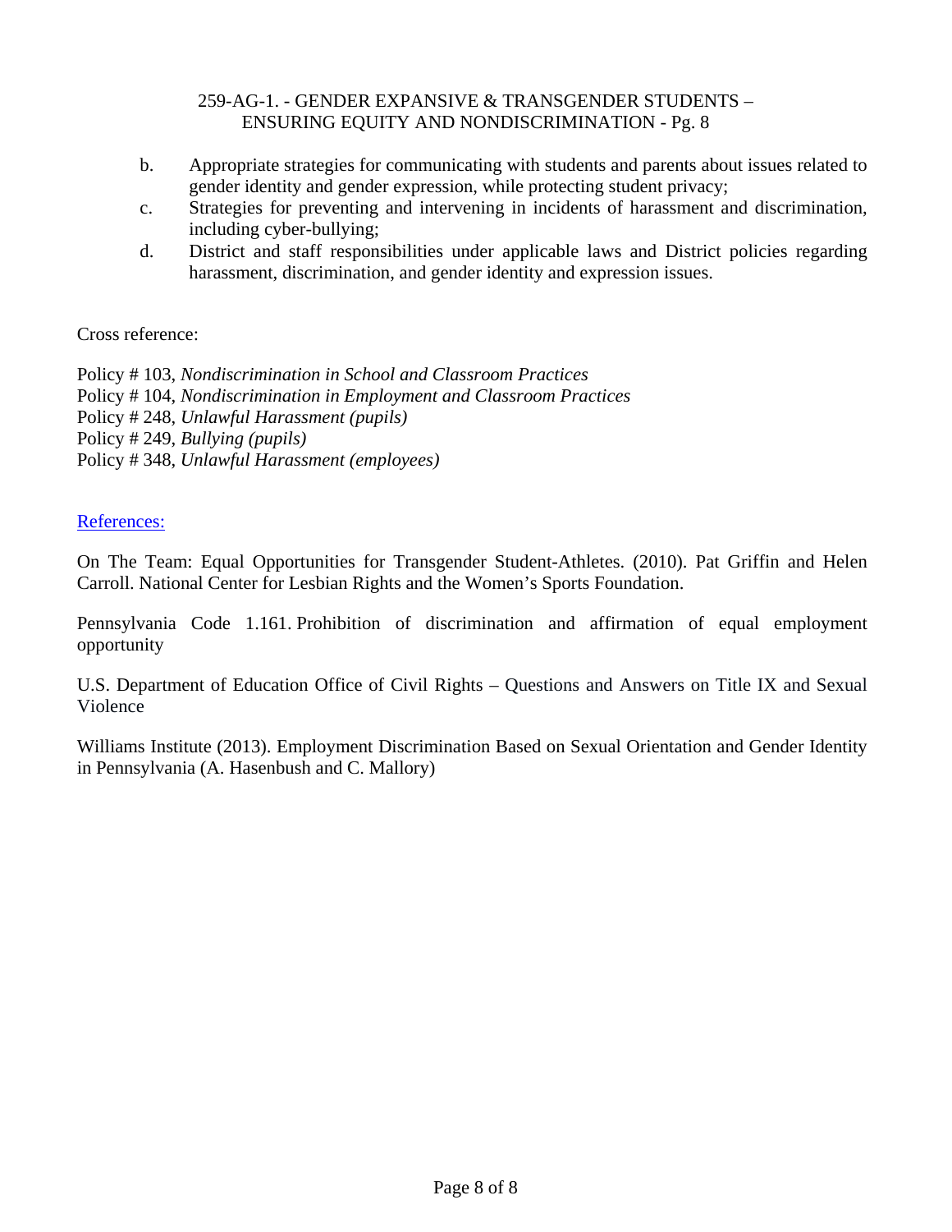b. Appropriate strategies for communicating with students and parents about issues related to gender identity and gender expression, while protecting student privacy;
c. Strategies for preventing and intervening in incidents of harassment and discrimination, including cyber-bullying;
d. District and staff responsibilities under applicable laws and District policies regarding harassment, discrimination, and gender identity and expression issues.

Cross reference:

Policy # 103, *Nondiscrimination in School and Classroom Practices*
Policy # 104, *Nondiscrimination in Employment and Classroom Practices*
Policy # 248, *Unlawful Harassment (pupils)*
Policy # 249, *Bullying (pupils)*
Policy # 348, *Unlawful Harassment (employees)*

References:

On The Team: Equal Opportunities for Transgender Student-Athletes. (2010). Pat Griffin and Helen Carroll. National Center for Lesbian Rights and the Women's Sports Foundation.

Pennsylvania Code 1.161. Prohibition of discrimination and affirmation of equal employment opportunity

U.S. Department of Education Office of Civil Rights – Questions and Answers on Title IX and Sexual Violence

Williams Institute (2013). Employment Discrimination Based on Sexual Orientation and Gender Identity in Pennsylvania (A. Hasenbush and C. Mallory)